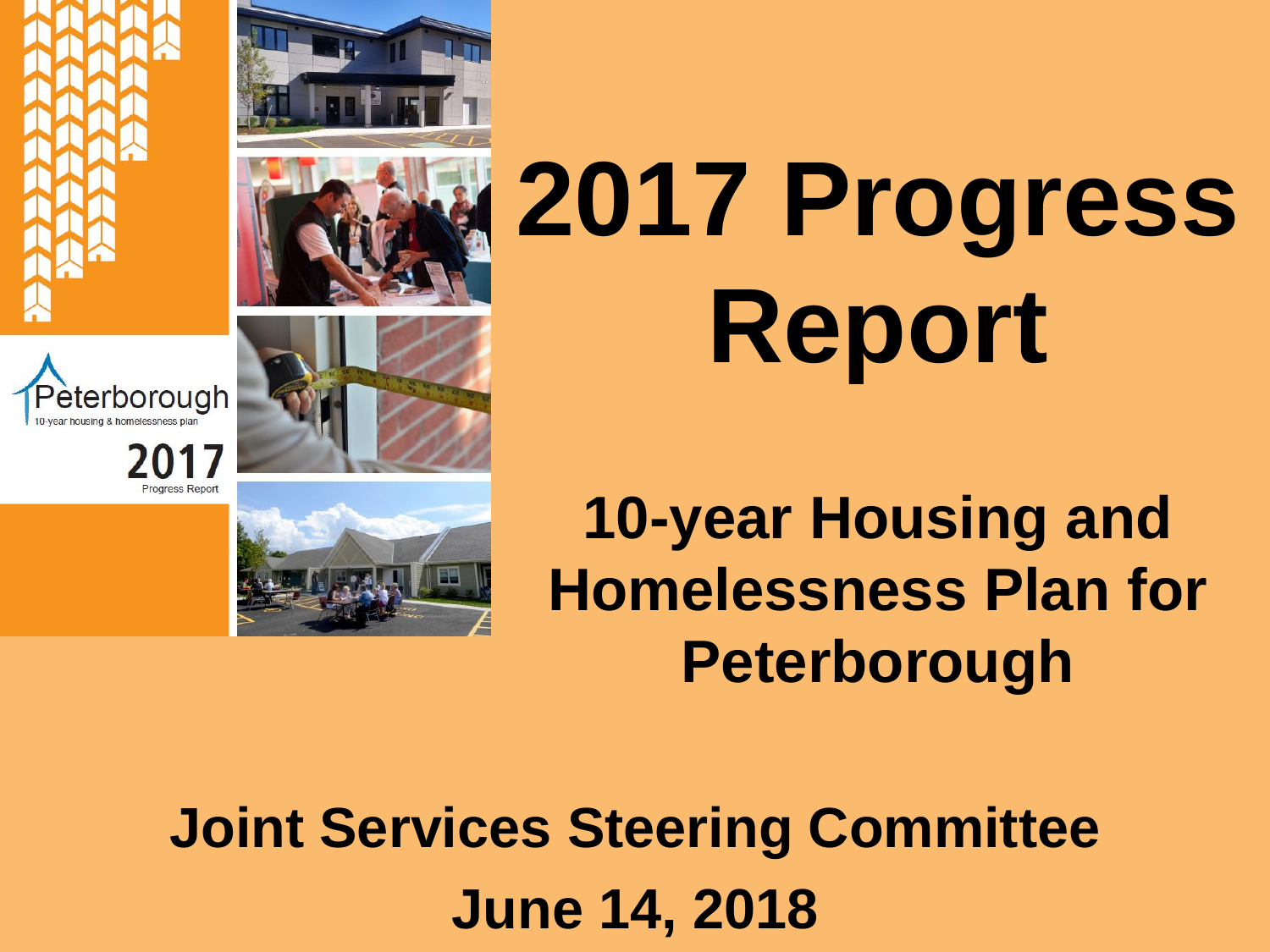# 2017 Progress Report

## 10-year Housing and Homelessness Plan for Peterborough

**Joint Services Steering Committee**

**June 14, 2018**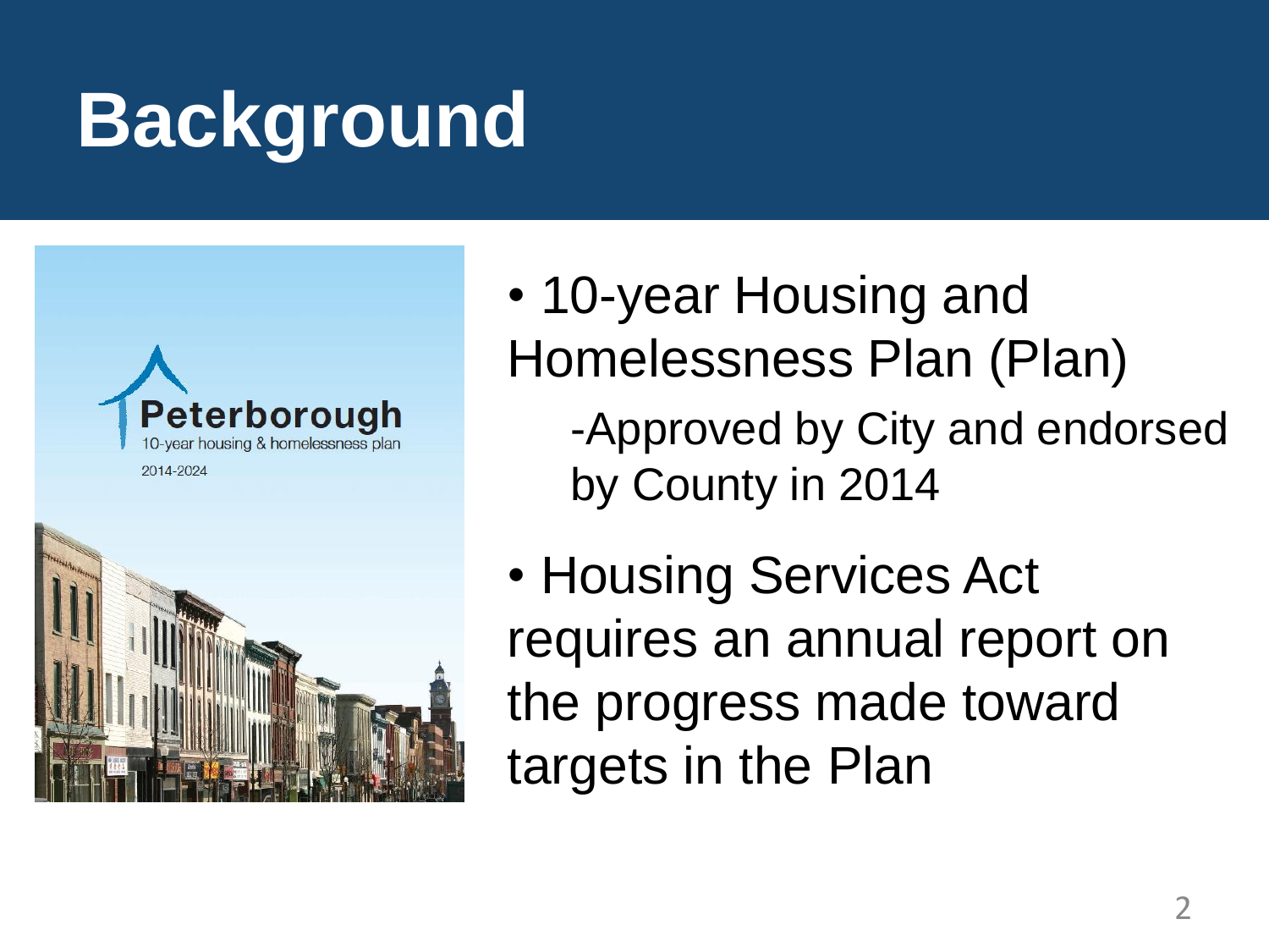# Background

Peterborough
10-year housing & homelessness plan
2014-2024

- 10-year Housing and Homelessness Plan (Plan)
  - -Approved by City and endorsed by County in 2014
- Housing Services Act requires an annual report on the progress made toward targets in the Plan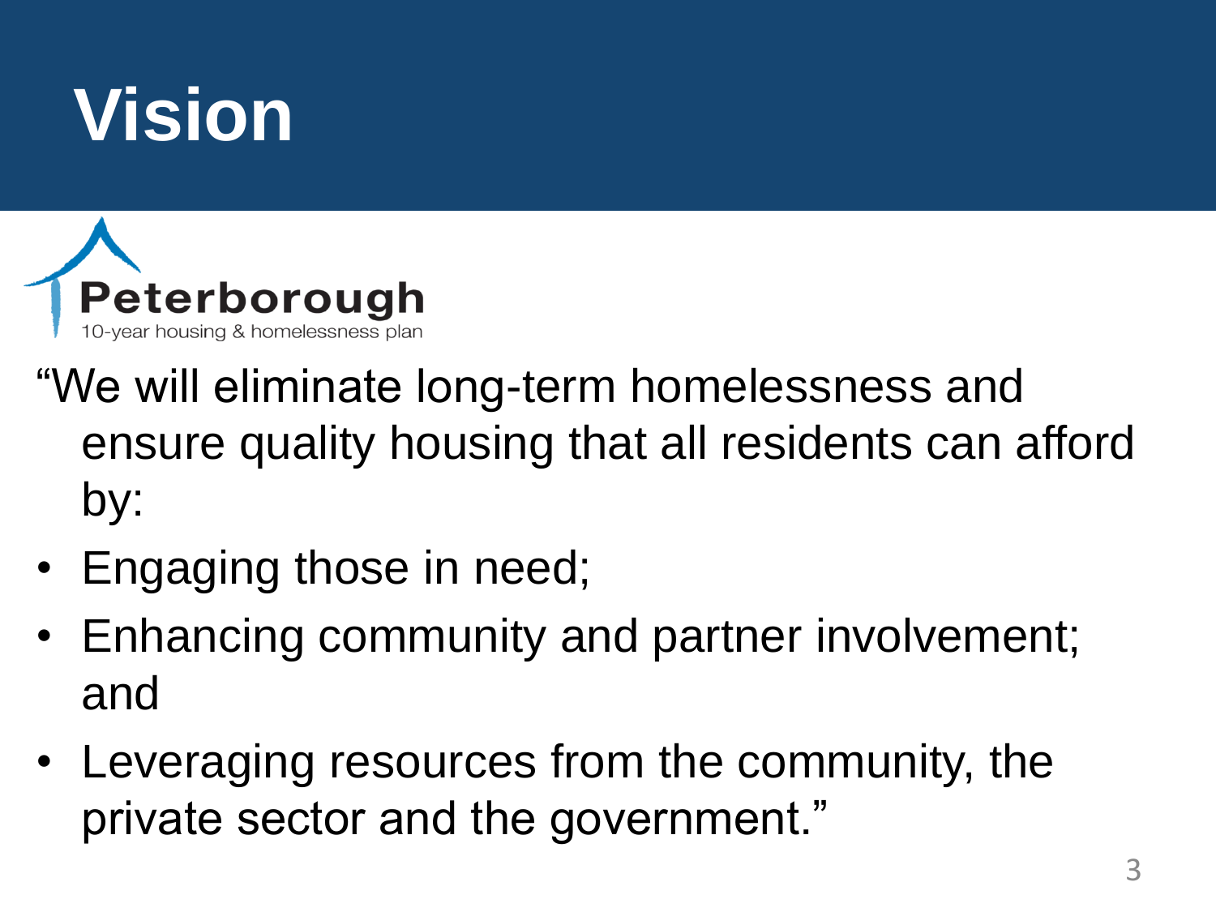# Vision

Peterborough
10-year housing & homelessness plan

"We will eliminate long-term homelessness and ensure quality housing that all residents can afford by:

- Engaging those in need;
- Enhancing community and partner involvement; and
- Leveraging resources from the community, the private sector and the government."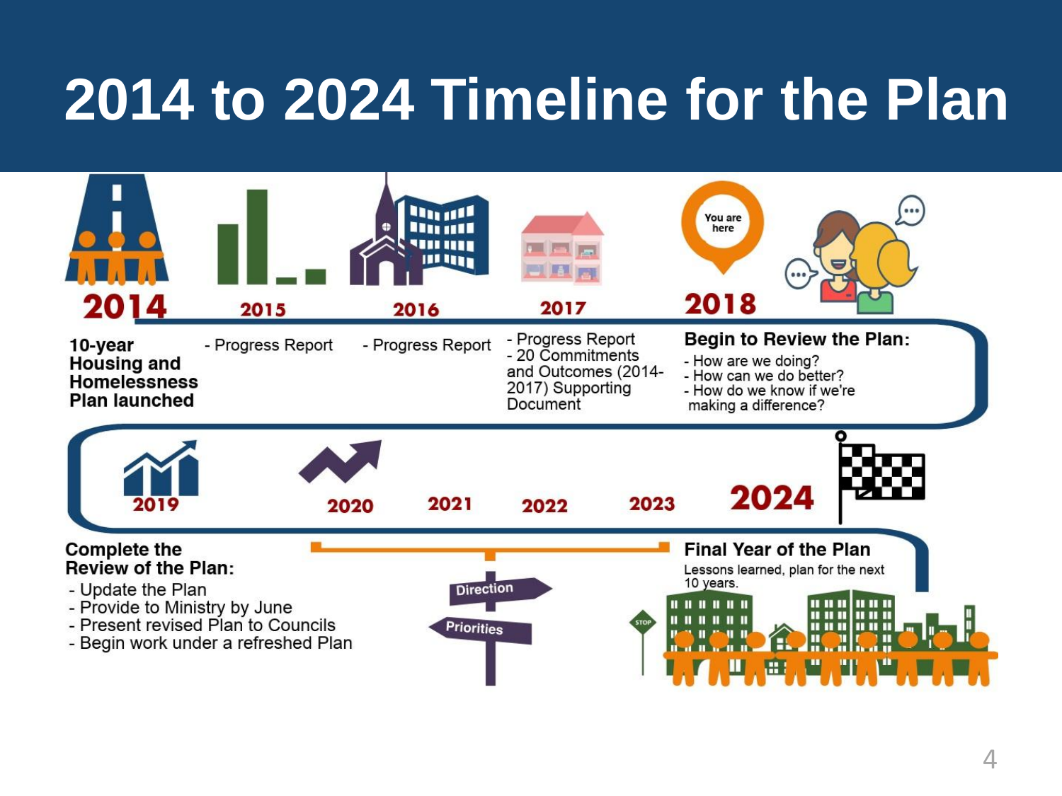# 2014 to 2024 Timeline for the Plan

**2014**

**10-year Housing and Homelessness Plan launched**

**2015**

- Progress Report

**2016**

- Progress Report

**2017**

- Progress Report
- 20 Commitments and Outcomes (2014-2017) Supporting Document

**2018**

You are here

**Begin to Review the Plan:**

- How are we doing?
- How can we do better?
- How do we know if we're making a difference?

**2019**

**Complete the Review of the Plan:**

- Update the Plan
- Provide to Ministry by June
- Present revised Plan to Councils
- Begin work under a refreshed Plan

**2020**

**2021**

**2022**

**2023**

Direction

Priorities

**2024**

**Final Year of the Plan**

Lessons learned, plan for the next 10 years.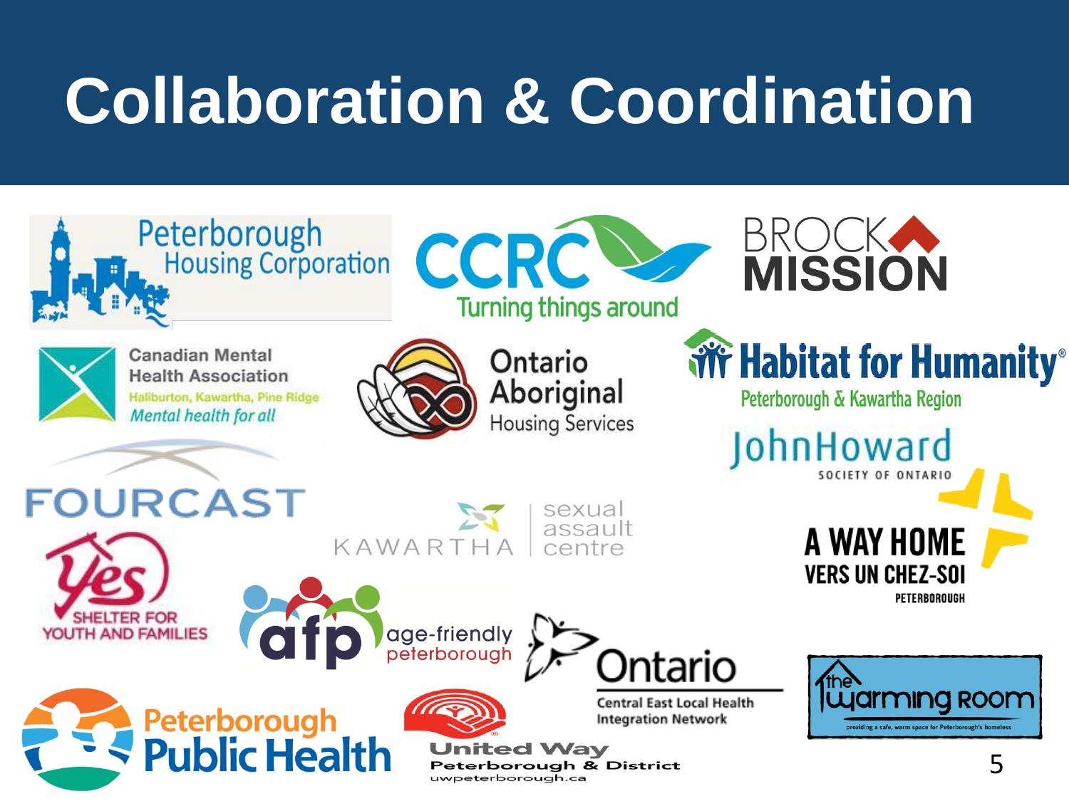# Collaboration & Coordination

Peterborough Housing Corporation

CCRC Turning things around

BROCK MISSION

Canadian Mental Health Association
Haliburton, Kawartha, Pine Ridge
*Mental health for all*

Ontario Aboriginal Housing Services

Habitat for Humanity®
Peterborough & Kawartha Region

JohnHoward
SOCIETY OF ONTARIO

FOURCAST

KAWARTHA sexual assault centre

Yes SHELTER FOR YOUTH AND FAMILIES

A WAY HOME
VERS UN CHEZ-SOI
PETERBOROUGH

afp age-friendly peterborough

Ontario
Central East Local Health Integration Network

the warming room
providing a safe, warm space for Peterborough's homeless

Peterborough Public Health

United Way
Peterborough & District
uwpeterborough.ca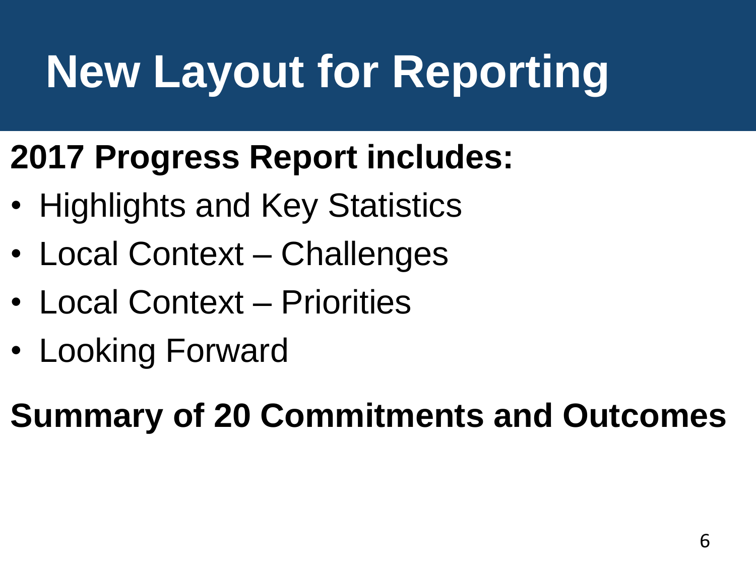# New Layout for Reporting

**2017 Progress Report includes:**

- Highlights and Key Statistics
- Local Context – Challenges
- Local Context – Priorities
- Looking Forward

**Summary of 20 Commitments and Outcomes**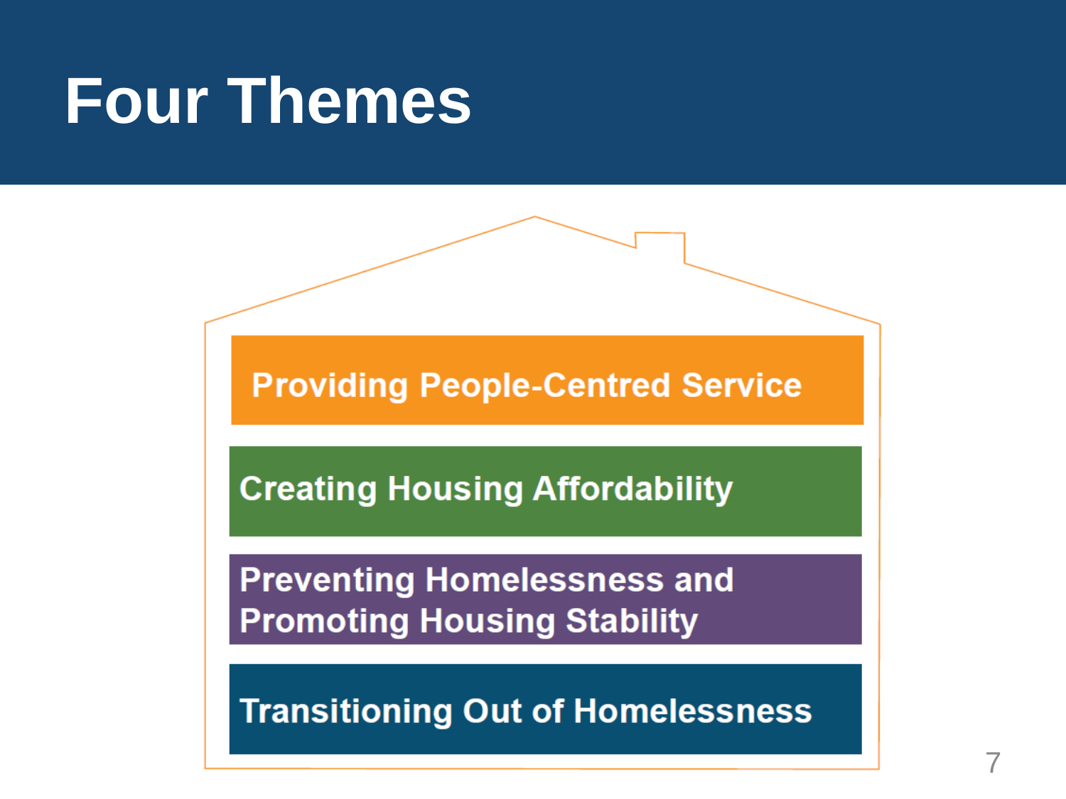# Four Themes

- Providing People-Centred Service
- Creating Housing Affordability
- Preventing Homelessness and Promoting Housing Stability
- Transitioning Out of Homelessness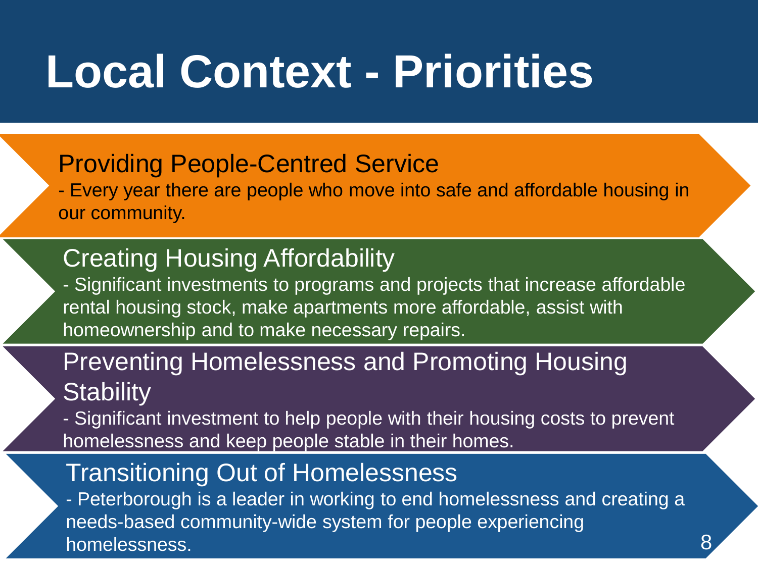# Local Context - Priorities

## Providing People-Centred Service

- Every year there are people who move into safe and affordable housing in our community.

## Creating Housing Affordability

- Significant investments to programs and projects that increase affordable rental housing stock, make apartments more affordable, assist with homeownership and to make necessary repairs.

## Preventing Homelessness and Promoting Housing Stability

- Significant investment to help people with their housing costs to prevent homelessness and keep people stable in their homes.

## Transitioning Out of Homelessness

- Peterborough is a leader in working to end homelessness and creating a needs-based community-wide system for people experiencing homelessness.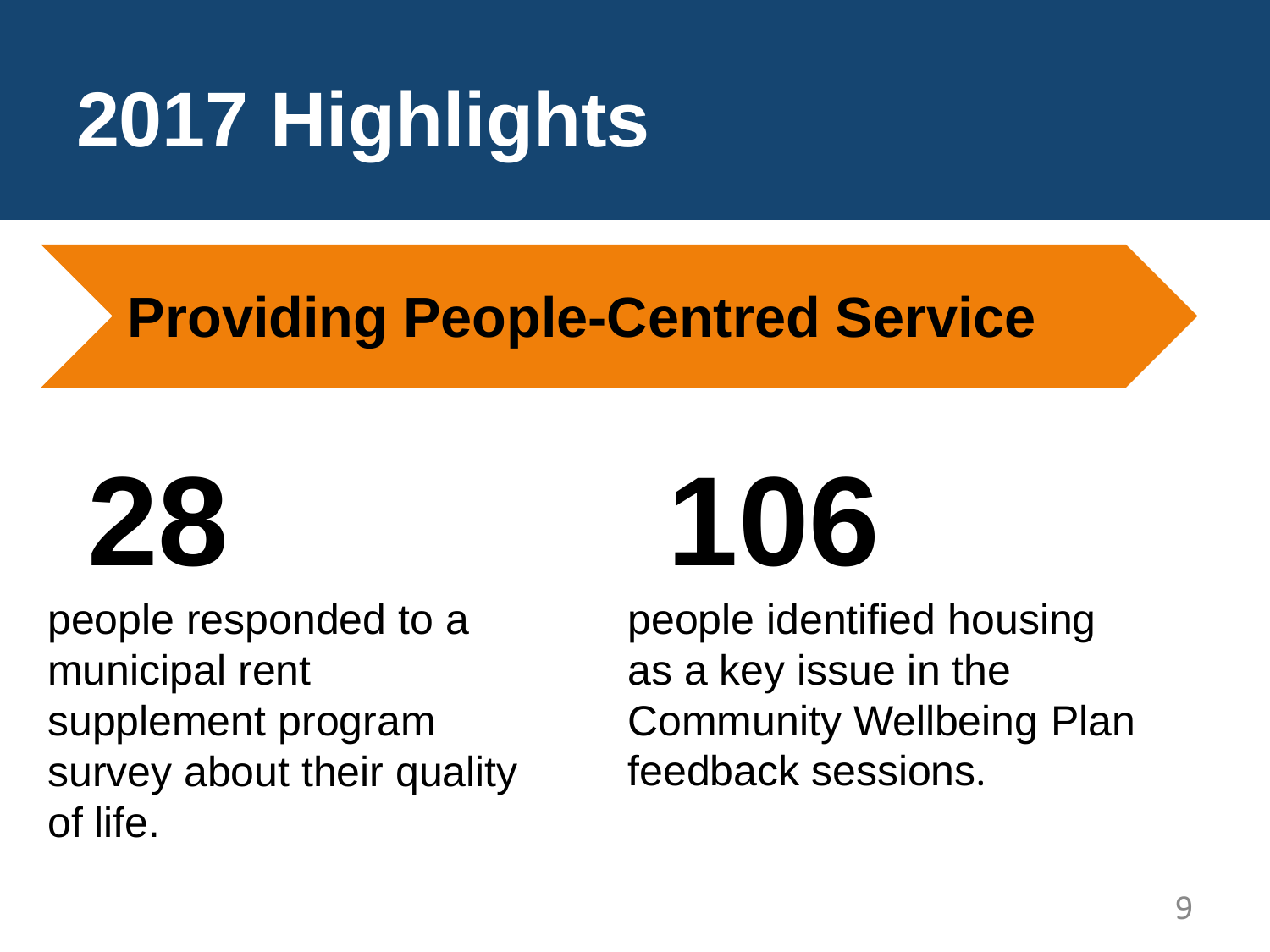# 2017 Highlights

## Providing People-Centred Service

**28**

people responded to a municipal rent supplement program survey about their quality of life.

**106**

people identified housing as a key issue in the Community Wellbeing Plan feedback sessions.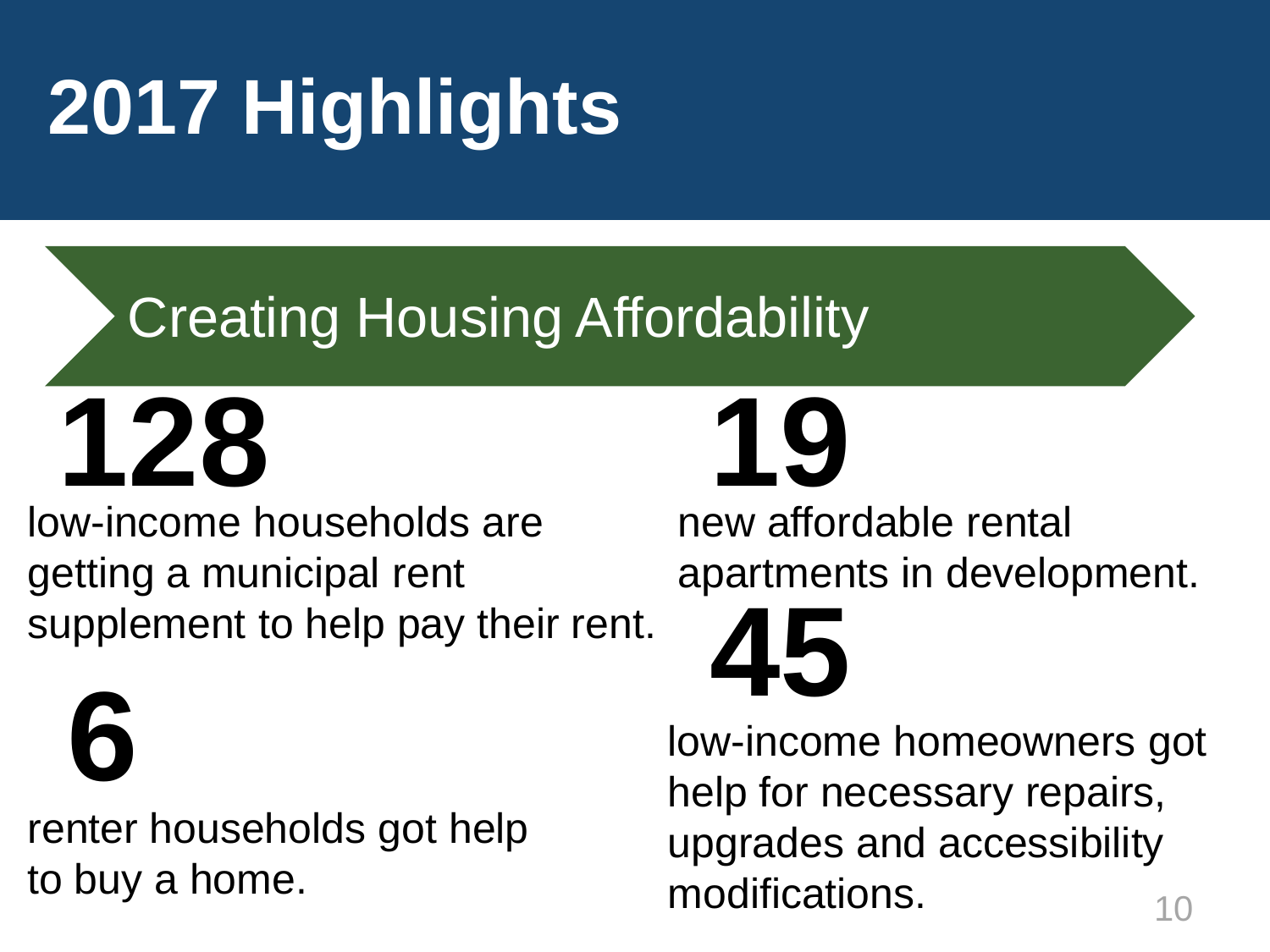# 2017 Highlights

## Creating Housing Affordability

**128**

low-income households are getting a municipal rent supplement to help pay their rent.

**6**

renter households got help to buy a home.

**19**

new affordable rental apartments in development.

**45**

low-income homeowners got help for necessary repairs, upgrades and accessibility modifications.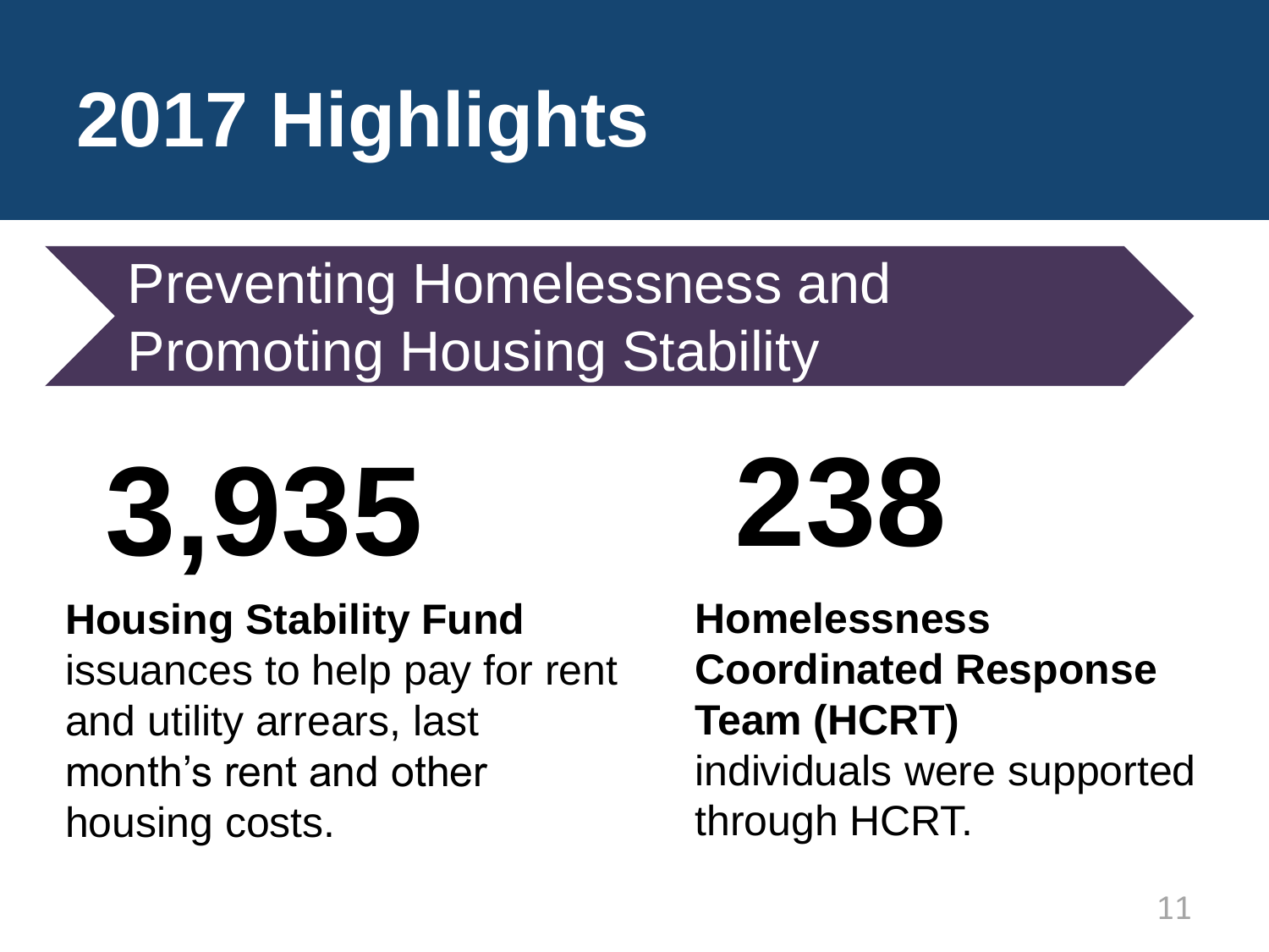# 2017 Highlights

## Preventing Homelessness and Promoting Housing Stability

**3,935**

**Housing Stability Fund** issuances to help pay for rent and utility arrears, last month's rent and other housing costs.

**238**

**Homelessness Coordinated Response Team (HCRT)** individuals were supported through HCRT.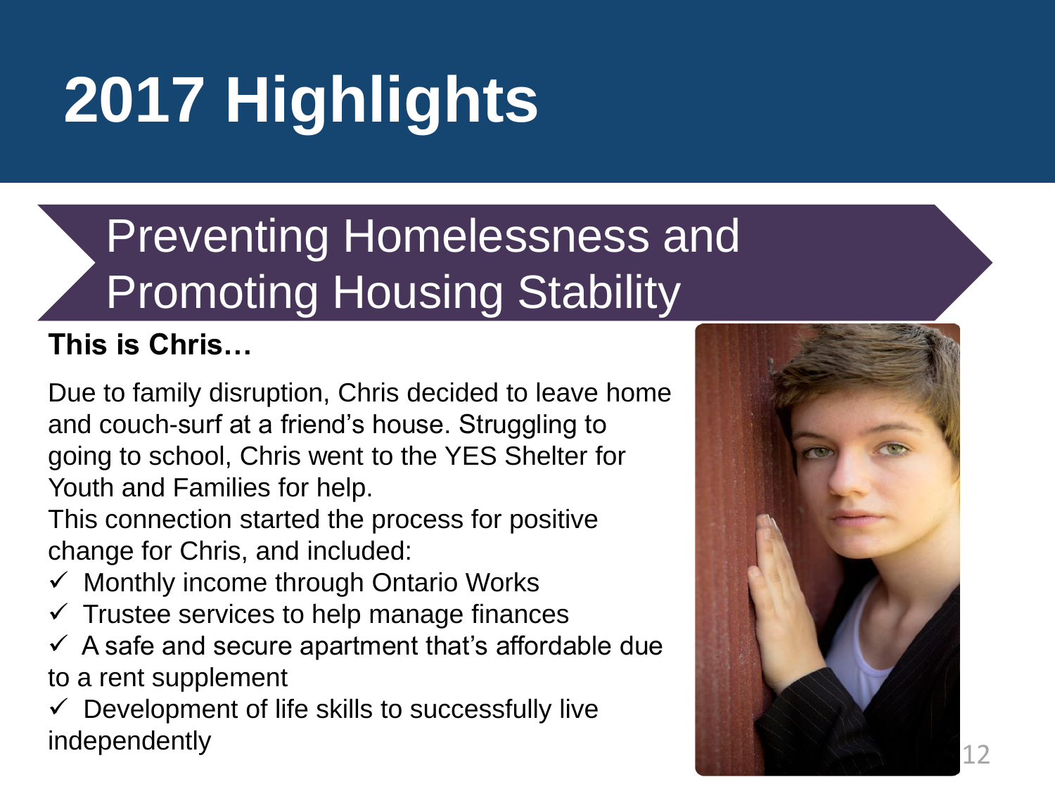# 2017 Highlights

## Preventing Homelessness and Promoting Housing Stability

**This is Chris…**

Due to family disruption, Chris decided to leave home and couch-surf at a friend's house. Struggling to going to school, Chris went to the YES Shelter for Youth and Families for help.

This connection started the process for positive change for Chris, and included:

- ✓ Monthly income through Ontario Works
- ✓ Trustee services to help manage finances
- ✓ A safe and secure apartment that's affordable due to a rent supplement
- ✓ Development of life skills to successfully live independently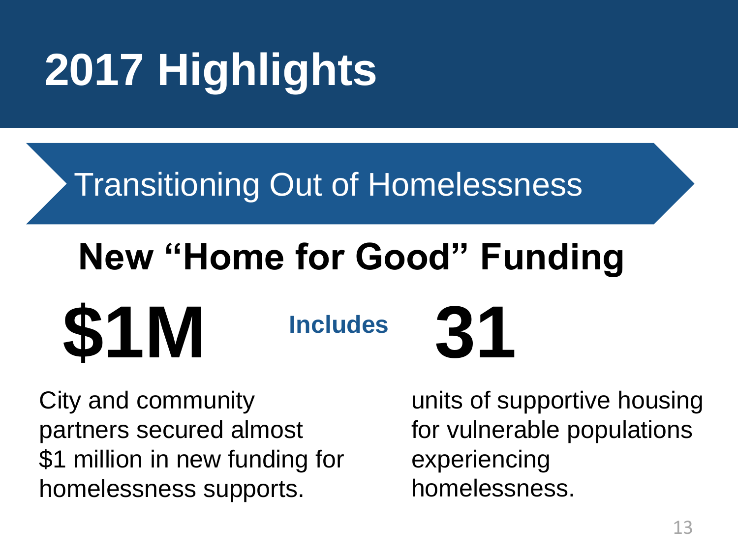# 2017 Highlights

## Transitioning Out of Homelessness

### New "Home for Good" Funding

**$1M**

City and community partners secured almost $1 million in new funding for homelessness supports.

**Includes**

**31**

units of supportive housing for vulnerable populations experiencing homelessness.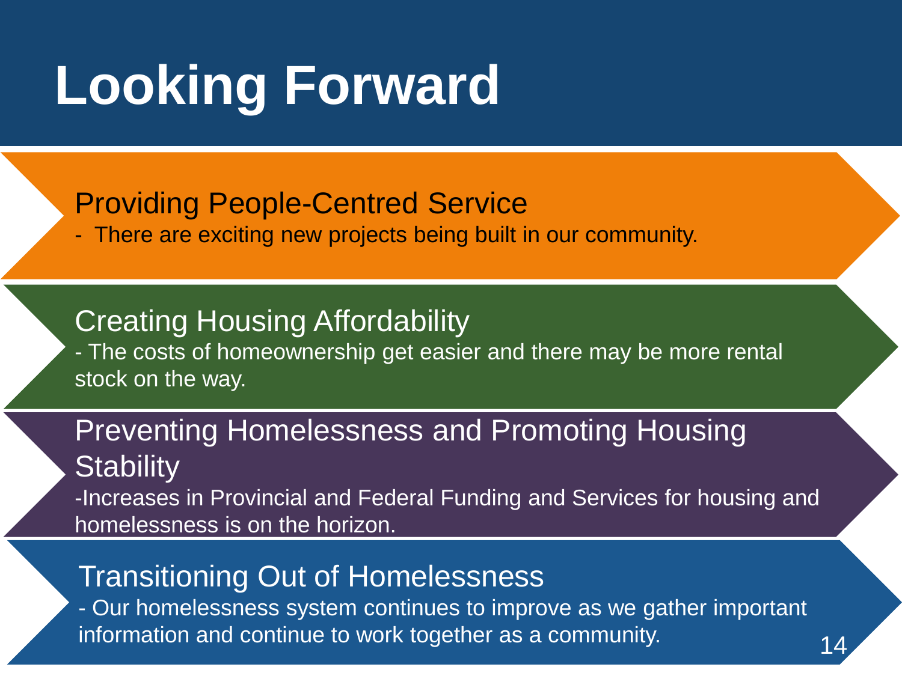# Looking Forward

## Providing People-Centred Service

- There are exciting new projects being built in our community.

## Creating Housing Affordability

- The costs of homeownership get easier and there may be more rental stock on the way.

## Preventing Homelessness and Promoting Housing Stability

- Increases in Provincial and Federal Funding and Services for housing and homelessness is on the horizon.

## Transitioning Out of Homelessness

- Our homelessness system continues to improve as we gather important information and continue to work together as a community.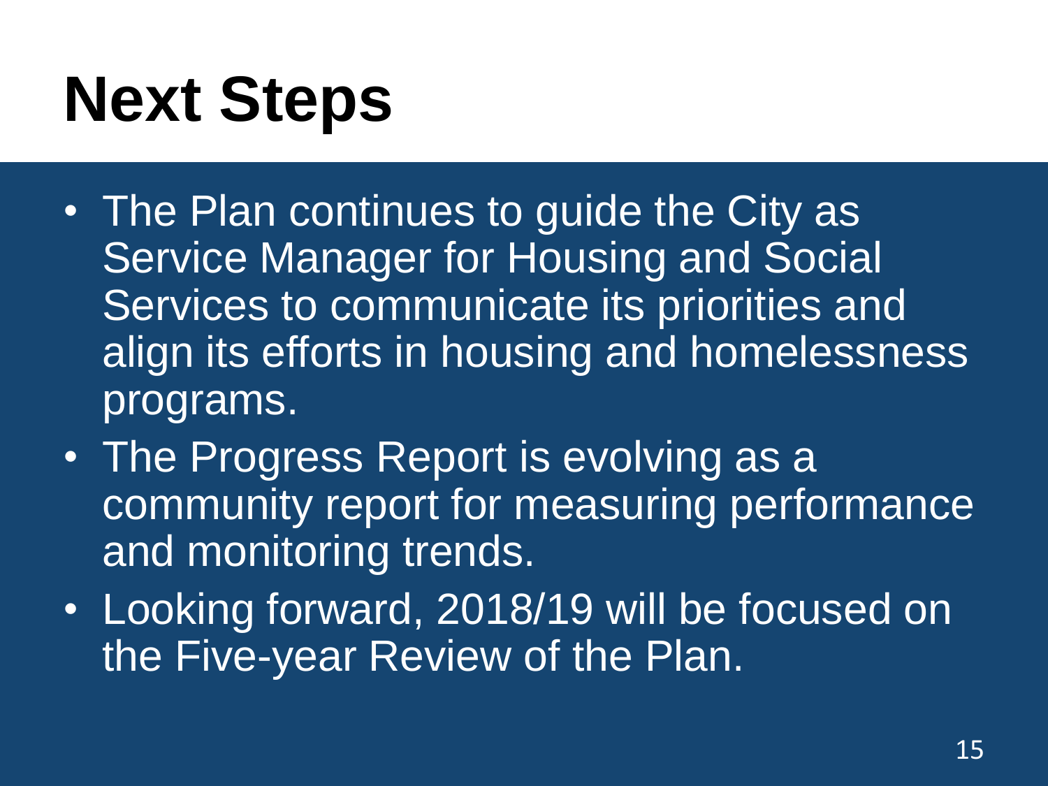# Next Steps

- The Plan continues to guide the City as Service Manager for Housing and Social Services to communicate its priorities and align its efforts in housing and homelessness programs.
- The Progress Report is evolving as a community report for measuring performance and monitoring trends.
- Looking forward, 2018/19 will be focused on the Five-year Review of the Plan.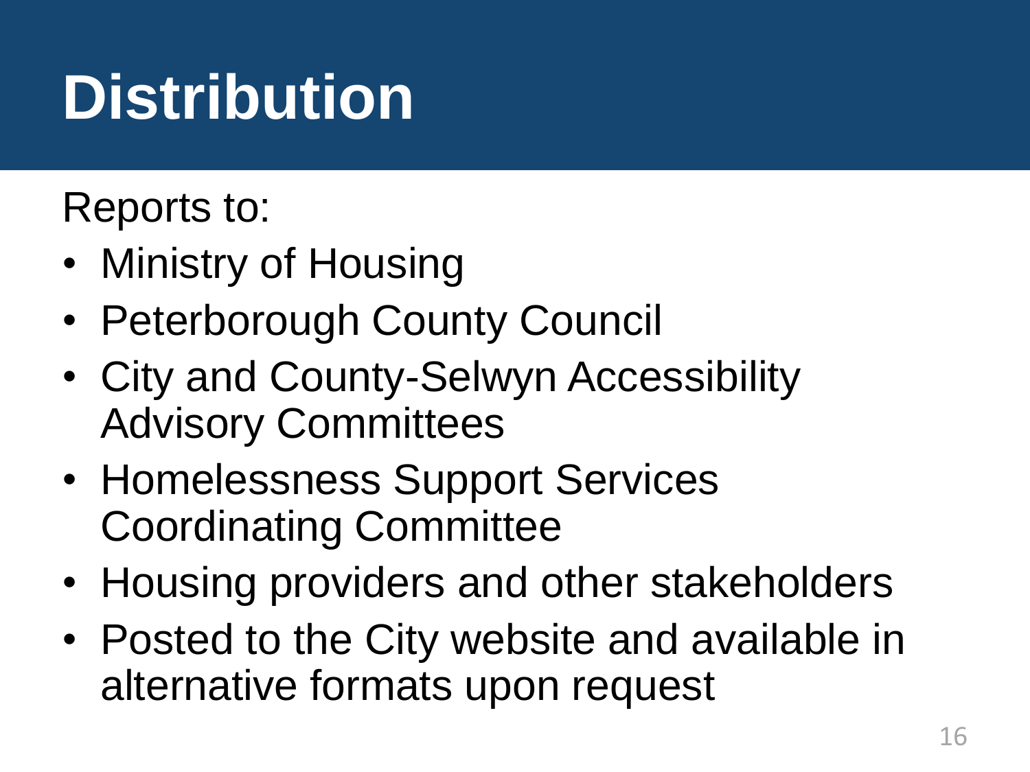# Distribution

Reports to:

- Ministry of Housing
- Peterborough County Council
- City and County-Selwyn Accessibility Advisory Committees
- Homelessness Support Services Coordinating Committee
- Housing providers and other stakeholders
- Posted to the City website and available in alternative formats upon request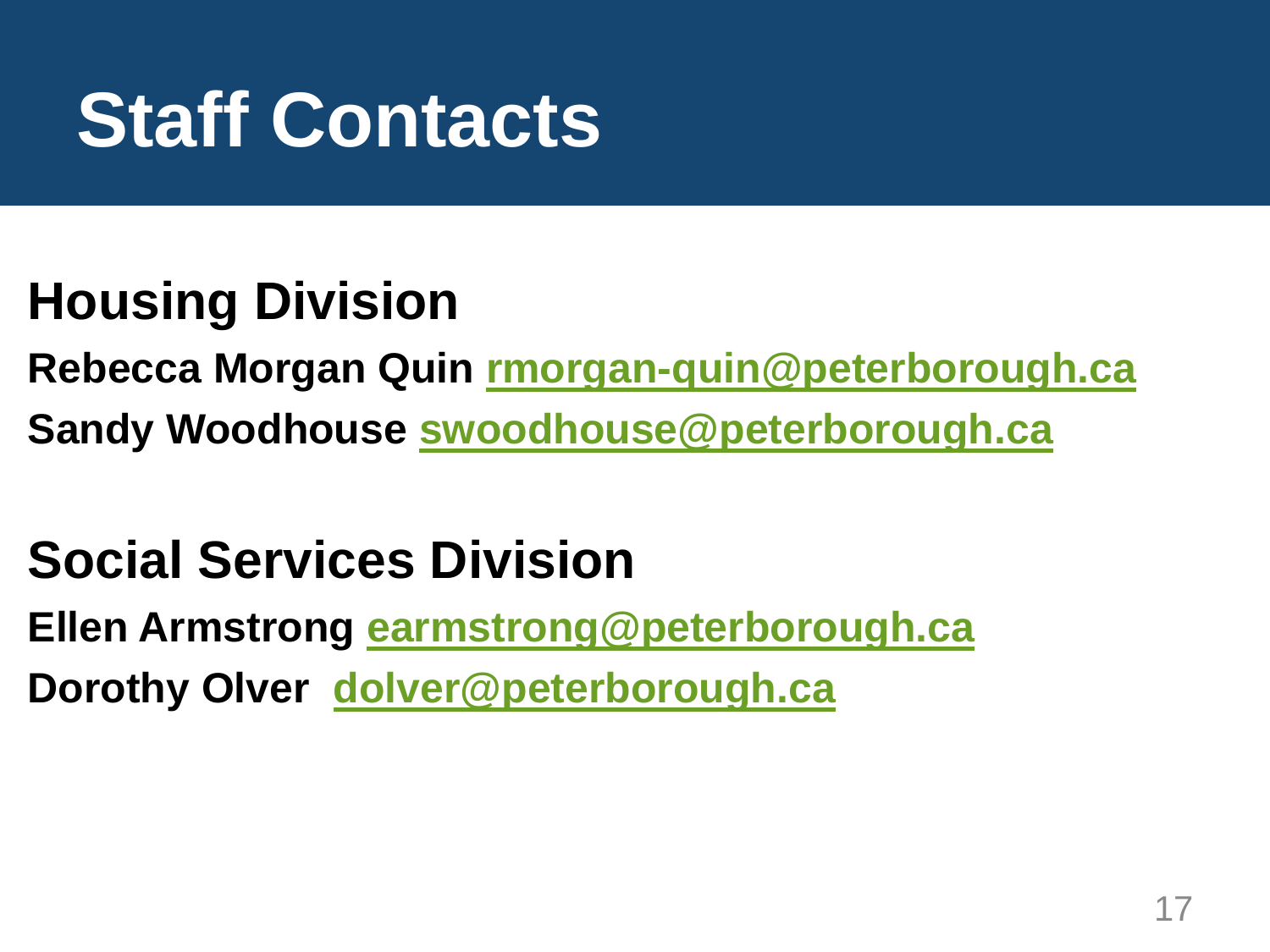# Staff Contacts

## Housing Division

**Rebecca Morgan Quin** **rmorgan-quin@peterborough.ca**

**Sandy Woodhouse** **swoodhouse@peterborough.ca**

## Social Services Division

**Ellen Armstrong** **earmstrong@peterborough.ca**

**Dorothy Olver** **dolver@peterborough.ca**